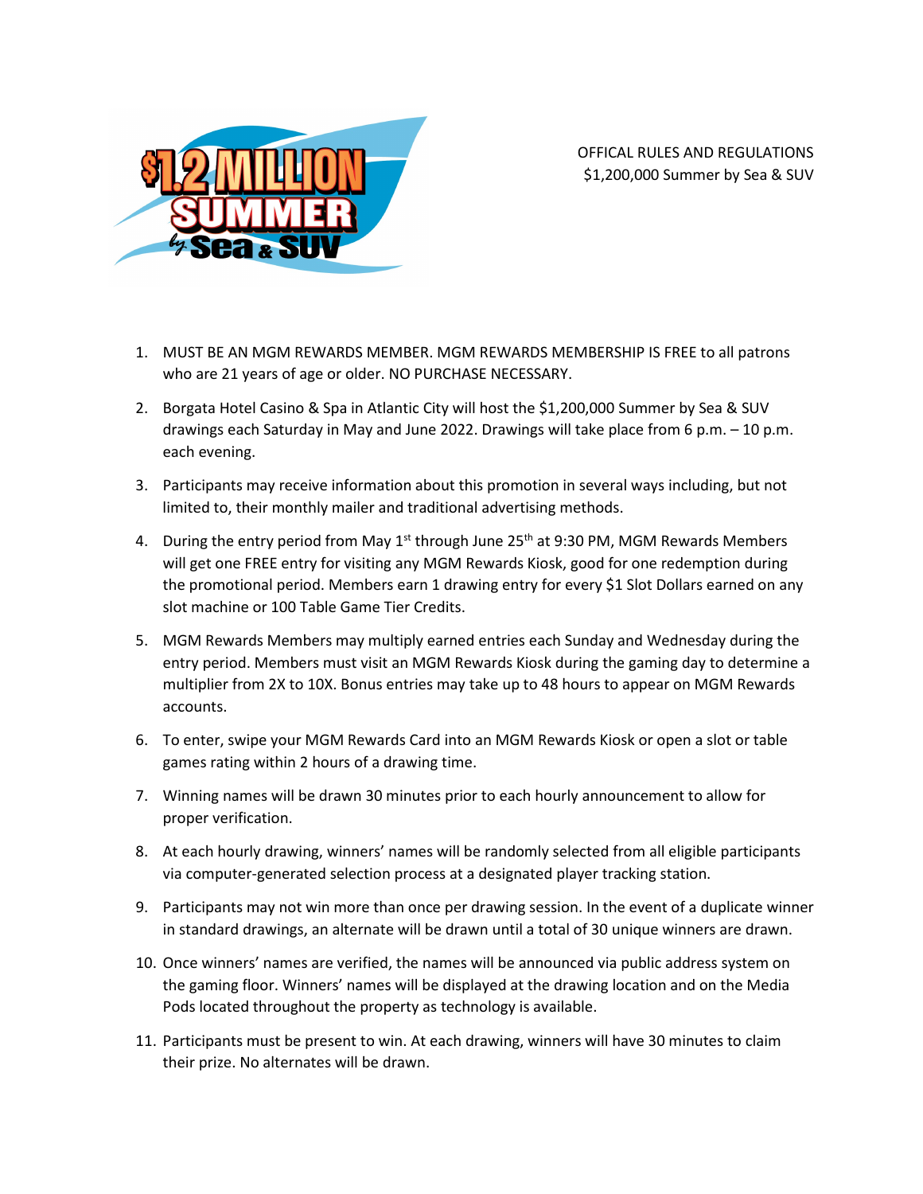OFFICAL RULES AND REGULATIONS
$1,200,000 Summer by Sea & SUV

1. MUST BE AN MGM REWARDS MEMBER. MGM REWARDS MEMBERSHIP IS FREE to all patrons who are 21 years of age or older. NO PURCHASE NECESSARY.
2. Borgata Hotel Casino & Spa in Atlantic City will host the $1,200,000 Summer by Sea & SUV drawings each Saturday in May and June 2022. Drawings will take place from 6 p.m. – 10 p.m. each evening.
3. Participants may receive information about this promotion in several ways including, but not limited to, their monthly mailer and traditional advertising methods.
4. During the entry period from May 1st through June 25th at 9:30 PM, MGM Rewards Members will get one FREE entry for visiting any MGM Rewards Kiosk, good for one redemption during the promotional period. Members earn 1 drawing entry for every $1 Slot Dollars earned on any slot machine or 100 Table Game Tier Credits.
5. MGM Rewards Members may multiply earned entries each Sunday and Wednesday during the entry period. Members must visit an MGM Rewards Kiosk during the gaming day to determine a multiplier from 2X to 10X. Bonus entries may take up to 48 hours to appear on MGM Rewards accounts.
6. To enter, swipe your MGM Rewards Card into an MGM Rewards Kiosk or open a slot or table games rating within 2 hours of a drawing time.
7. Winning names will be drawn 30 minutes prior to each hourly announcement to allow for proper verification.
8. At each hourly drawing, winners' names will be randomly selected from all eligible participants via computer-generated selection process at a designated player tracking station.
9. Participants may not win more than once per drawing session. In the event of a duplicate winner in standard drawings, an alternate will be drawn until a total of 30 unique winners are drawn.
10. Once winners' names are verified, the names will be announced via public address system on the gaming floor. Winners' names will be displayed at the drawing location and on the Media Pods located throughout the property as technology is available.
11. Participants must be present to win. At each drawing, winners will have 30 minutes to claim their prize. No alternates will be drawn.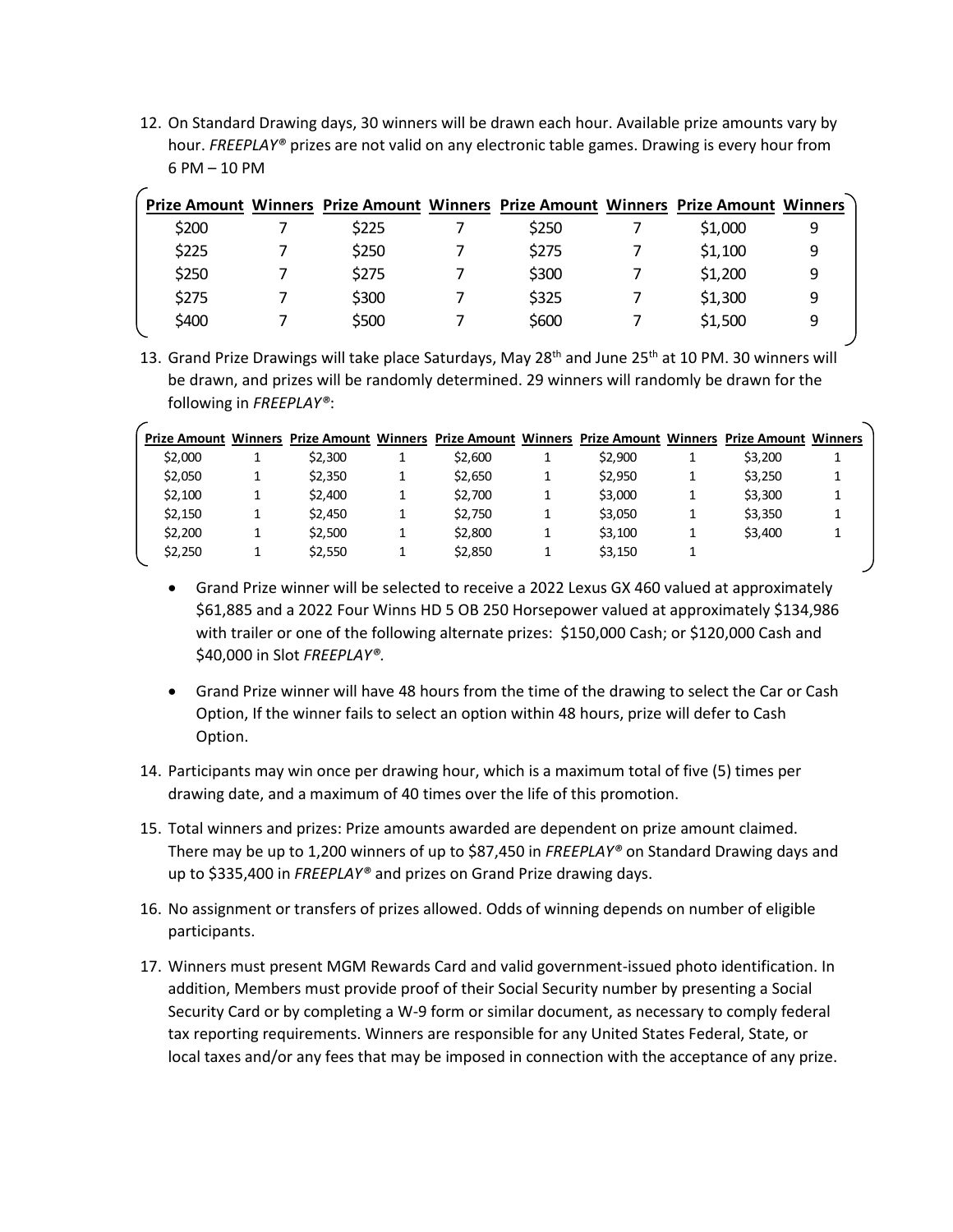12. On Standard Drawing days, 30 winners will be drawn each hour. Available prize amounts vary by hour. *FREEPLAY®* prizes are not valid on any electronic table games. Drawing is every hour from 6 PM – 10 PM

| Prize Amount | Winners | Prize Amount | Winners | Prize Amount | Winners | Prize Amount | Winners |
|---|---|---|---|---|---|---|---|
| $200 | 7 | $225 | 7 | $250 | 7 | $1,000 | 9 |
| $225 | 7 | $250 | 7 | $275 | 7 | $1,100 | 9 |
| $250 | 7 | $275 | 7 | $300 | 7 | $1,200 | 9 |
| $275 | 7 | $300 | 7 | $325 | 7 | $1,300 | 9 |
| $400 | 7 | $500 | 7 | $600 | 7 | $1,500 | 9 |

13. Grand Prize Drawings will take place Saturdays, May 28th and June 25th at 10 PM. 30 winners will be drawn, and prizes will be randomly determined. 29 winners will randomly be drawn for the following in *FREEPLAY®*:

| Prize Amount | Winners | Prize Amount | Winners | Prize Amount | Winners | Prize Amount | Winners | Prize Amount | Winners |
|---|---|---|---|---|---|---|---|---|---|
| $2,000 | 1 | $2,300 | 1 | $2,600 | 1 | $2,900 | 1 | $3,200 | 1 |
| $2,050 | 1 | $2,350 | 1 | $2,650 | 1 | $2,950 | 1 | $3,250 | 1 |
| $2,100 | 1 | $2,400 | 1 | $2,700 | 1 | $3,000 | 1 | $3,300 | 1 |
| $2,150 | 1 | $2,450 | 1 | $2,750 | 1 | $3,050 | 1 | $3,350 | 1 |
| $2,200 | 1 | $2,500 | 1 | $2,800 | 1 | $3,100 | 1 | $3,400 | 1 |
| $2,250 | 1 | $2,550 | 1 | $2,850 | 1 | $3,150 | 1 | | |

- Grand Prize winner will be selected to receive a 2022 Lexus GX 460 valued at approximately $61,885 and a 2022 Four Winns HD 5 OB 250 Horsepower valued at approximately $134,986 with trailer or one of the following alternate prizes: $150,000 Cash; or $120,000 Cash and $40,000 in Slot *FREEPLAY®*.

- Grand Prize winner will have 48 hours from the time of the drawing to select the Car or Cash Option, If the winner fails to select an option within 48 hours, prize will defer to Cash Option.

14. Participants may win once per drawing hour, which is a maximum total of five (5) times per drawing date, and a maximum of 40 times over the life of this promotion.

15. Total winners and prizes: Prize amounts awarded are dependent on prize amount claimed. There may be up to 1,200 winners of up to $87,450 in *FREEPLAY®* on Standard Drawing days and up to $335,400 in *FREEPLAY®* and prizes on Grand Prize drawing days.

16. No assignment or transfers of prizes allowed. Odds of winning depends on number of eligible participants.

17. Winners must present MGM Rewards Card and valid government-issued photo identification. In addition, Members must provide proof of their Social Security number by presenting a Social Security Card or by completing a W-9 form or similar document, as necessary to comply federal tax reporting requirements. Winners are responsible for any United States Federal, State, or local taxes and/or any fees that may be imposed in connection with the acceptance of any prize.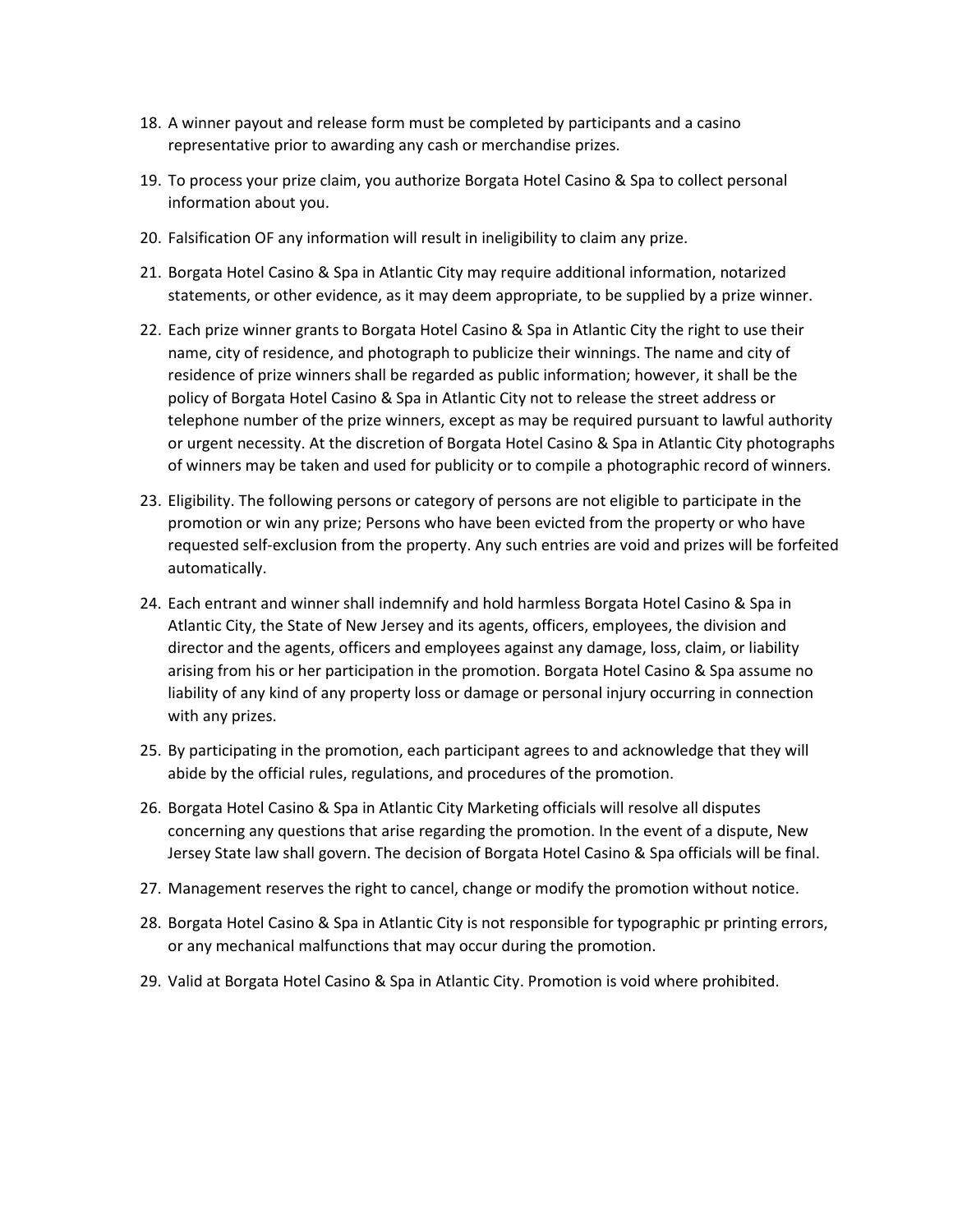18. A winner payout and release form must be completed by participants and a casino representative prior to awarding any cash or merchandise prizes.

19. To process your prize claim, you authorize Borgata Hotel Casino & Spa to collect personal information about you.

20. Falsification OF any information will result in ineligibility to claim any prize.

21. Borgata Hotel Casino & Spa in Atlantic City may require additional information, notarized statements, or other evidence, as it may deem appropriate, to be supplied by a prize winner.

22. Each prize winner grants to Borgata Hotel Casino & Spa in Atlantic City the right to use their name, city of residence, and photograph to publicize their winnings. The name and city of residence of prize winners shall be regarded as public information; however, it shall be the policy of Borgata Hotel Casino & Spa in Atlantic City not to release the street address or telephone number of the prize winners, except as may be required pursuant to lawful authority or urgent necessity. At the discretion of Borgata Hotel Casino & Spa in Atlantic City photographs of winners may be taken and used for publicity or to compile a photographic record of winners.

23. Eligibility. The following persons or category of persons are not eligible to participate in the promotion or win any prize; Persons who have been evicted from the property or who have requested self-exclusion from the property. Any such entries are void and prizes will be forfeited automatically.

24. Each entrant and winner shall indemnify and hold harmless Borgata Hotel Casino & Spa in Atlantic City, the State of New Jersey and its agents, officers, employees, the division and director and the agents, officers and employees against any damage, loss, claim, or liability arising from his or her participation in the promotion. Borgata Hotel Casino & Spa assume no liability of any kind of any property loss or damage or personal injury occurring in connection with any prizes.

25. By participating in the promotion, each participant agrees to and acknowledge that they will abide by the official rules, regulations, and procedures of the promotion.

26. Borgata Hotel Casino & Spa in Atlantic City Marketing officials will resolve all disputes concerning any questions that arise regarding the promotion. In the event of a dispute, New Jersey State law shall govern. The decision of Borgata Hotel Casino & Spa officials will be final.

27. Management reserves the right to cancel, change or modify the promotion without notice.

28. Borgata Hotel Casino & Spa in Atlantic City is not responsible for typographic pr printing errors, or any mechanical malfunctions that may occur during the promotion.

29. Valid at Borgata Hotel Casino & Spa in Atlantic City. Promotion is void where prohibited.